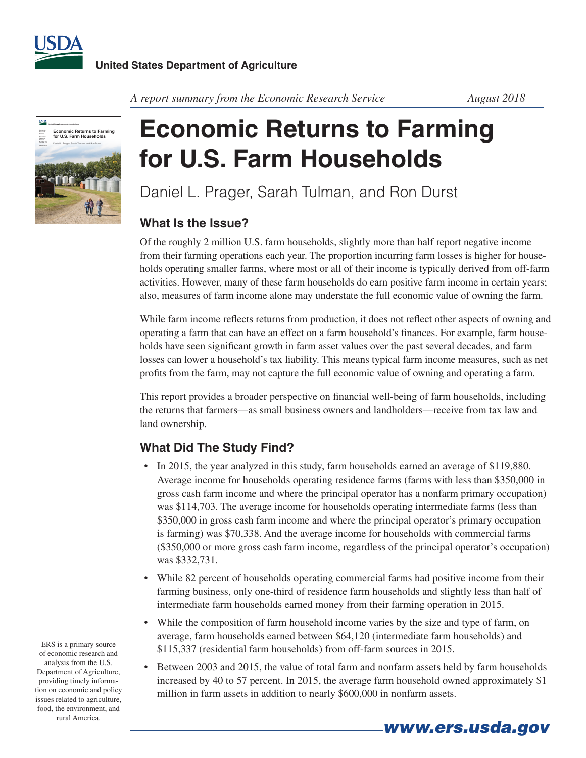United States Department of Agriculture

*A report summary from the Economic Research Service* *August 2018*

# Economic Returns to Farming for U.S. Farm Households

Daniel L. Prager, Sarah Tulman, and Ron Durst

## What Is the Issue?

Of the roughly 2 million U.S. farm households, slightly more than half report negative income from their farming operations each year. The proportion incurring farm losses is higher for households operating smaller farms, where most or all of their income is typically derived from off-farm activities. However, many of these farm households do earn positive farm income in certain years; also, measures of farm income alone may understate the full economic value of owning the farm.

While farm income reflects returns from production, it does not reflect other aspects of owning and operating a farm that can have an effect on a farm household's finances. For example, farm households have seen significant growth in farm asset values over the past several decades, and farm losses can lower a household's tax liability. This means typical farm income measures, such as net profits from the farm, may not capture the full economic value of owning and operating a farm.

This report provides a broader perspective on financial well-being of farm households, including the returns that farmers—as small business owners and landholders—receive from tax law and land ownership.

## What Did The Study Find?

- In 2015, the year analyzed in this study, farm households earned an average of $119,880. Average income for households operating residence farms (farms with less than $350,000 in gross cash farm income and where the principal operator has a nonfarm primary occupation) was $114,703. The average income for households operating intermediate farms (less than $350,000 in gross cash farm income and where the principal operator's primary occupation is farming) was $70,338. And the average income for households with commercial farms ($350,000 or more gross cash farm income, regardless of the principal operator's occupation) was $332,731.
- While 82 percent of households operating commercial farms had positive income from their farming business, only one-third of residence farm households and slightly less than half of intermediate farm households earned money from their farming operation in 2015.
- While the composition of farm household income varies by the size and type of farm, on average, farm households earned between $64,120 (intermediate farm households) and $115,337 (residential farm households) from off-farm sources in 2015.
- Between 2003 and 2015, the value of total farm and nonfarm assets held by farm households increased by 40 to 57 percent. In 2015, the average farm household owned approximately $1 million in farm assets in addition to nearly $600,000 in nonfarm assets.

ERS is a primary source of economic research and analysis from the U.S. Department of Agriculture, providing timely information on economic and policy issues related to agriculture, food, the environment, and rural America.

www.ers.usda.gov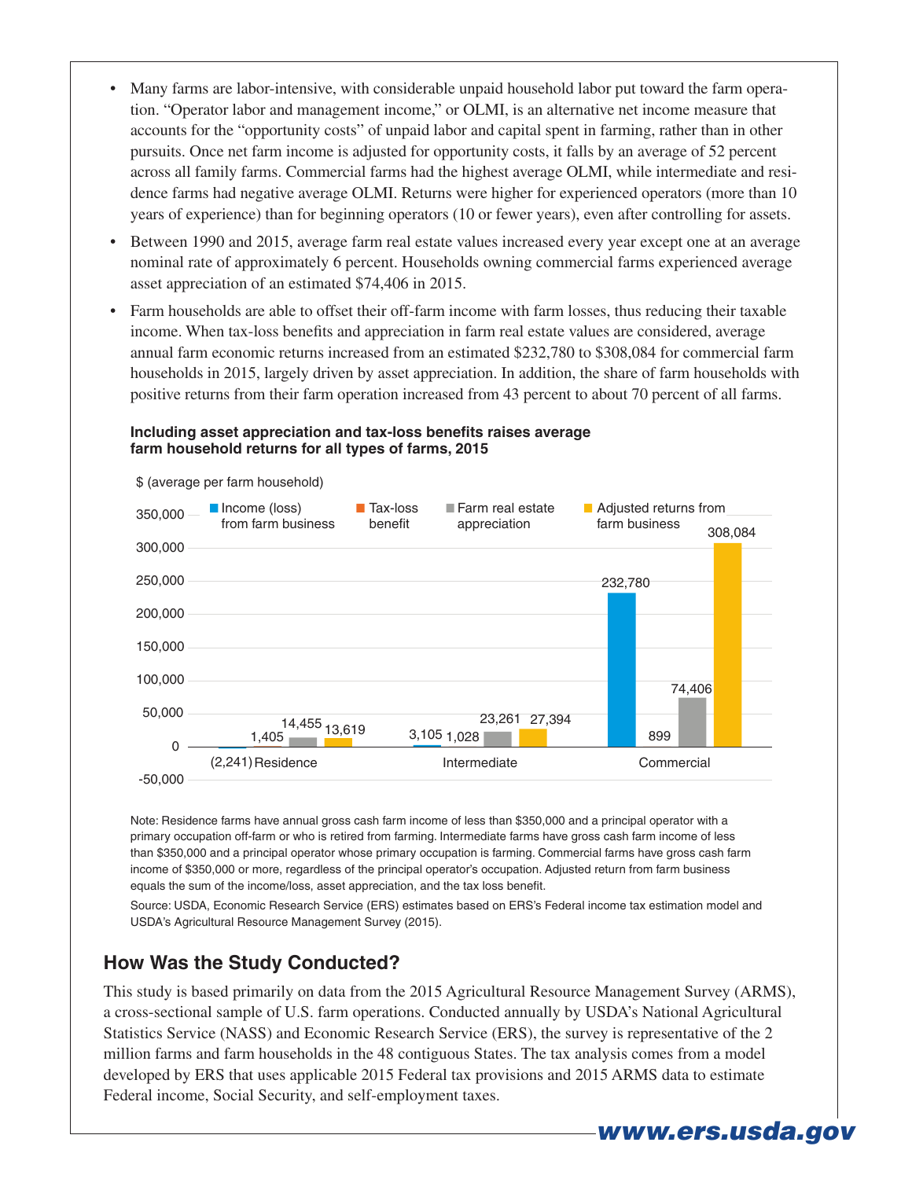- Many farms are labor-intensive, with considerable unpaid household labor put toward the farm operation. "Operator labor and management income," or OLMI, is an alternative net income measure that accounts for the "opportunity costs" of unpaid labor and capital spent in farming, rather than in other pursuits. Once net farm income is adjusted for opportunity costs, it falls by an average of 52 percent across all family farms. Commercial farms had the highest average OLMI, while intermediate and residence farms had negative average OLMI. Returns were higher for experienced operators (more than 10 years of experience) than for beginning operators (10 or fewer years), even after controlling for assets.
- Between 1990 and 2015, average farm real estate values increased every year except one at an average nominal rate of approximately 6 percent. Households owning commercial farms experienced average asset appreciation of an estimated $74,406 in 2015.
- Farm households are able to offset their off-farm income with farm losses, thus reducing their taxable income. When tax-loss benefits and appreciation in farm real estate values are considered, average annual farm economic returns increased from an estimated $232,780 to $308,084 for commercial farm households in 2015, largely driven by asset appreciation. In addition, the share of farm households with positive returns from their farm operation increased from 43 percent to about 70 percent of all farms.

**Including asset appreciation and tax-loss benefits raises average farm household returns for all types of farms, 2015**

$ (average per farm household)

Income (loss) from farm business
Tax-loss benefit
Farm real estate appreciation
Adjusted returns from farm business

350,000
300,000
250,000
200,000
150,000
100,000
50,000
0
-50,000

Residence: (2,241) 1,405 14,455 13,619
Intermediate: 3,105 1,028 23,261 27,394
Commercial: 232,780 899 74,406 308,084

Note: Residence farms have annual gross cash farm income of less than $350,000 and a principal operator with a primary occupation off-farm or who is retired from farming. Intermediate farms have gross cash farm income of less than $350,000 and a principal operator whose primary occupation is farming. Commercial farms have gross cash farm income of $350,000 or more, regardless of the principal operator's occupation. Adjusted return from farm business equals the sum of the income/loss, asset appreciation, and the tax loss benefit.

Source: USDA, Economic Research Service (ERS) estimates based on ERS's Federal income tax estimation model and USDA's Agricultural Resource Management Survey (2015).

## How Was the Study Conducted?

This study is based primarily on data from the 2015 Agricultural Resource Management Survey (ARMS), a cross-sectional sample of U.S. farm operations. Conducted annually by USDA's National Agricultural Statistics Service (NASS) and Economic Research Service (ERS), the survey is representative of the 2 million farms and farm households in the 48 contiguous States. The tax analysis comes from a model developed by ERS that uses applicable 2015 Federal tax provisions and 2015 ARMS data to estimate Federal income, Social Security, and self-employment taxes.

www.ers.usda.gov